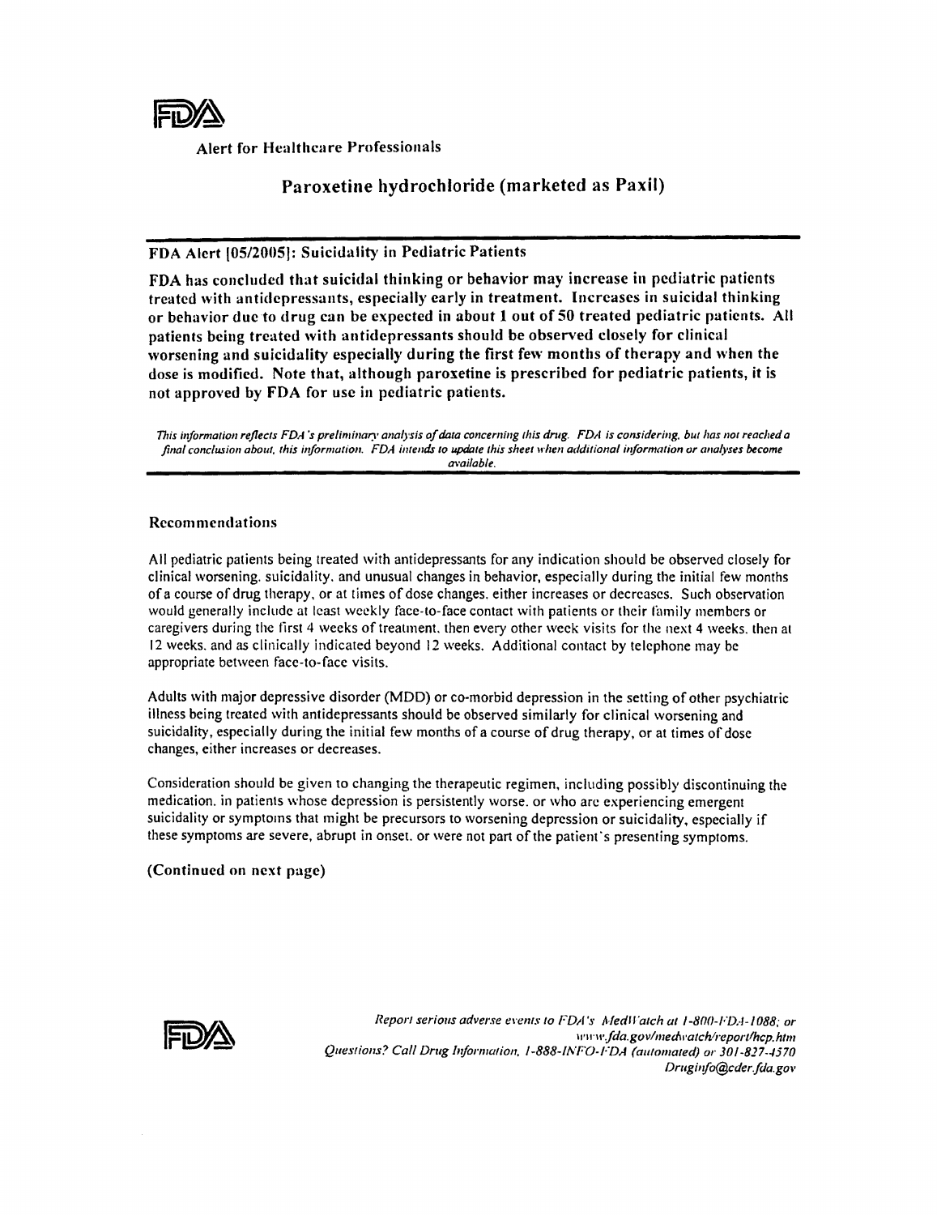FDA

Alert for Healthcare Professionals

# Paroxetine hydrochloride (marketed as Paxil)

## FDA Alert [05/2005]: Suicidality in Pediatric Patients

**FDA has concluded that suicidal thinking or behavior may increase in pediatric patients treated with antidepressants, especially early in treatment. Increases in suicidal thinking or behavior due to drug can be expected in about 1 out of 50 treated pediatric patients. All patients being treated with antidepressants should be observed closely for clinical worsening and suicidality especially during the first few months of therapy and when the dose is modified. Note that, although paroxetine is prescribed for pediatric patients, it is not approved by FDA for use in pediatric patients.**

*This information reflects FDA's preliminary analysis of data concerning this drug. FDA is considering, but has not reached a final conclusion about, this information. FDA intends to update this sheet when additional information or analyses become available.*

### Recommendations

All pediatric patients being treated with antidepressants for any indication should be observed closely for clinical worsening, suicidality, and unusual changes in behavior, especially during the initial few months of a course of drug therapy, or at times of dose changes, either increases or decreases. Such observation would generally include at least weekly face-to-face contact with patients or their family members or caregivers during the first 4 weeks of treatment, then every other week visits for the next 4 weeks, then at 12 weeks, and as clinically indicated beyond 12 weeks. Additional contact by telephone may be appropriate between face-to-face visits.

Adults with major depressive disorder (MDD) or co-morbid depression in the setting of other psychiatric illness being treated with antidepressants should be observed similarly for clinical worsening and suicidality, especially during the initial few months of a course of drug therapy, or at times of dose changes, either increases or decreases.

Consideration should be given to changing the therapeutic regimen, including possibly discontinuing the medication, in patients whose depression is persistently worse, or who are experiencing emergent suicidality or symptoms that might be precursors to worsening depression or suicidality, especially if these symptoms are severe, abrupt in onset, or were not part of the patient's presenting symptoms.

**(Continued on next page)**

FDA

*Report serious adverse events to FDA's MedWatch at 1-800-FDA-1088; or www.fda.gov/medwatch/report/hcp.htm*
*Questions? Call Drug Information, 1-888-INFO-FDA (automated) or 301-827-4570*
*Druginfo@cder.fda.gov*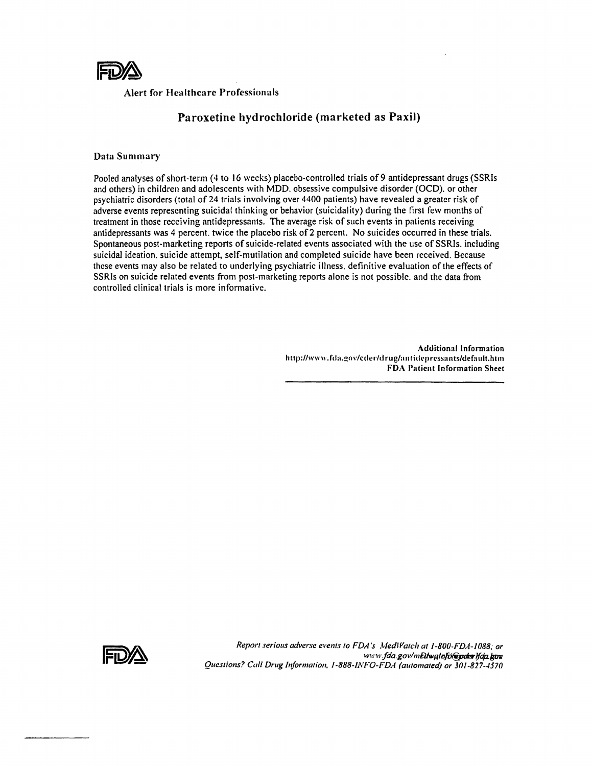FDA

Alert for Healthcare Professionals

## Paroxetine hydrochloride (marketed as Paxil)

### Data Summary

Pooled analyses of short-term (4 to 16 weeks) placebo-controlled trials of 9 antidepressant drugs (SSRIs and others) in children and adolescents with MDD, obsessive compulsive disorder (OCD), or other psychiatric disorders (total of 24 trials involving over 4400 patients) have revealed a greater risk of adverse events representing suicidal thinking or behavior (suicidality) during the first few months of treatment in those receiving antidepressants. The average risk of such events in patients receiving antidepressants was 4 percent, twice the placebo risk of 2 percent. No suicides occurred in these trials. Spontaneous post-marketing reports of suicide-related events associated with the use of SSRIs, including suicidal ideation, suicide attempt, self-mutilation and completed suicide have been received. Because these events may also be related to underlying psychiatric illness, definitive evaluation of the effects of SSRIs on suicide related events from post-marketing reports alone is not possible, and the data from controlled clinical trials is more informative.

**Additional Information**
http://www.fda.gov/cder/drug/antidepressants/default.htm
**FDA Patient Information Sheet**

*Report serious adverse events to FDA's MedWatch at 1-800-FDA-1088; or www.fda.gov/medwatch/index.html*
*Questions? Call Drug Information, 1-888-INFO-FDA (automated) or 301-827-4570*